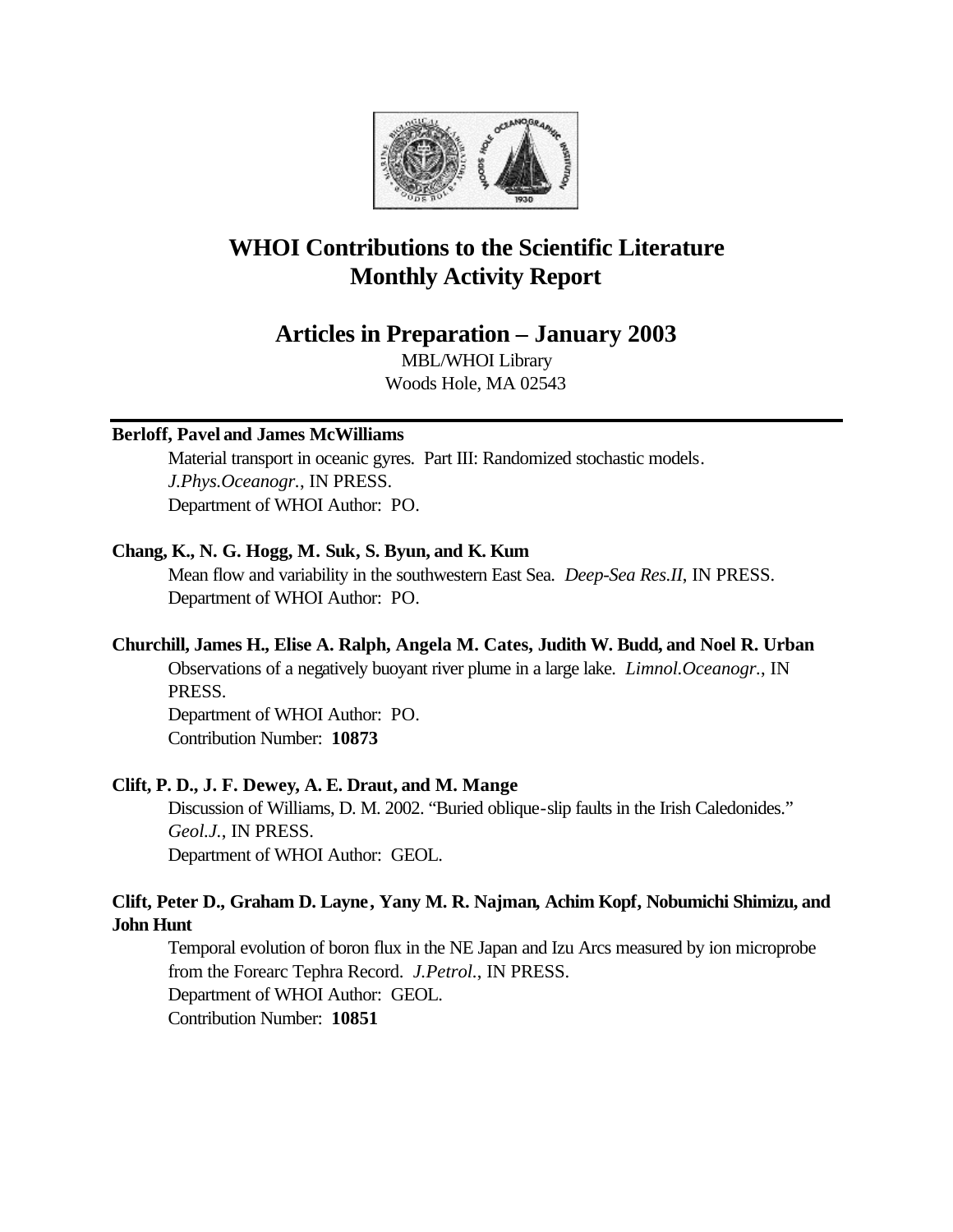# WHOI Contributions to the Scientific Literature
# Monthly Activity Report

## Articles in Preparation – January 2003

MBL/WHOI Library
Woods Hole, MA 02543

---

**Berloff, Pavel and James McWilliams**

Material transport in oceanic gyres. Part III: Randomized stochastic models. *J.Phys.Oceanogr.*, IN PRESS.
Department of WHOI Author: PO.

**Chang, K., N. G. Hogg, M. Suk, S. Byun, and K. Kum**

Mean flow and variability in the southwestern East Sea. *Deep-Sea Res.II*, IN PRESS.
Department of WHOI Author: PO.

**Churchill, James H., Elise A. Ralph, Angela M. Cates, Judith W. Budd, and Noel R. Urban**

Observations of a negatively buoyant river plume in a large lake. *Limnol.Oceanogr.*, IN PRESS.
Department of WHOI Author: PO.
Contribution Number: **10873**

**Clift, P. D., J. F. Dewey, A. E. Draut, and M. Mange**

Discussion of Williams, D. M. 2002. "Buried oblique-slip faults in the Irish Caledonides." *Geol.J.*, IN PRESS.
Department of WHOI Author: GEOL.

**Clift, Peter D., Graham D. Layne, Yany M. R. Najman, Achim Kopf, Nobumichi Shimizu, and John Hunt**

Temporal evolution of boron flux in the NE Japan and Izu Arcs measured by ion microprobe from the Forearc Tephra Record. *J.Petrol.*, IN PRESS.
Department of WHOI Author: GEOL.
Contribution Number: **10851**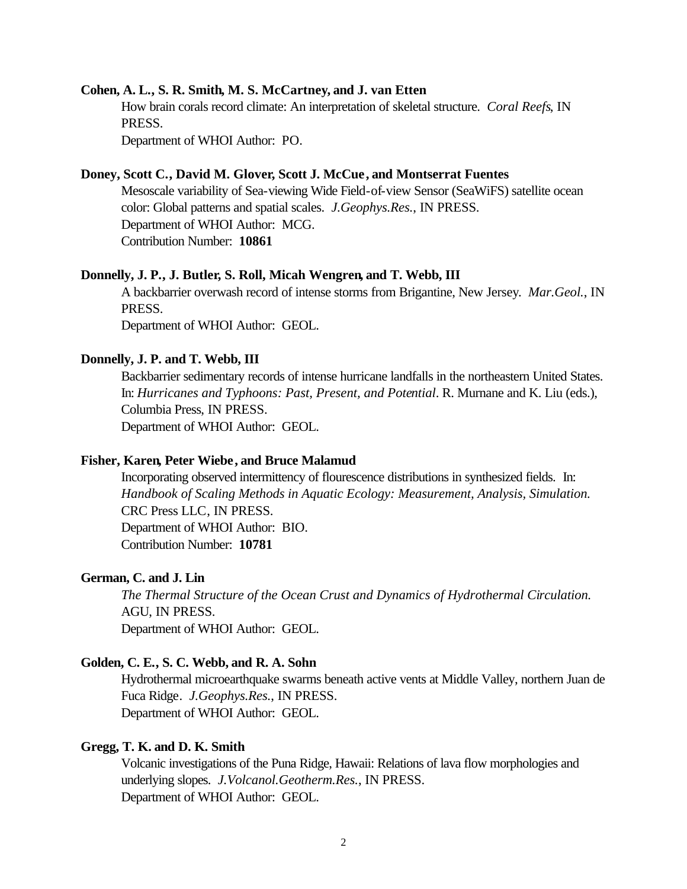**Cohen, A. L., S. R. Smith, M. S. McCartney, and J. van Etten**

How brain corals record climate: An interpretation of skeletal structure. *Coral Reefs*, IN PRESS.
Department of WHOI Author: PO.

**Doney, Scott C., David M. Glover, Scott J. McCue, and Montserrat Fuentes**

Mesoscale variability of Sea-viewing Wide Field-of-view Sensor (SeaWiFS) satellite ocean color: Global patterns and spatial scales. *J.Geophys.Res.*, IN PRESS.
Department of WHOI Author: MCG.
Contribution Number: **10861**

**Donnelly, J. P., J. Butler, S. Roll, Micah Wengren, and T. Webb, III**

A backbarrier overwash record of intense storms from Brigantine, New Jersey. *Mar.Geol.*, IN PRESS.
Department of WHOI Author: GEOL.

**Donnelly, J. P. and T. Webb, III**

Backbarrier sedimentary records of intense hurricane landfalls in the northeastern United States. In: *Hurricanes and Typhoons: Past, Present, and Potential*. R. Murnane and K. Liu (eds.), Columbia Press, IN PRESS.
Department of WHOI Author: GEOL.

**Fisher, Karen, Peter Wiebe, and Bruce Malamud**

Incorporating observed intermittency of flourescence distributions in synthesized fields. In: *Handbook of Scaling Methods in Aquatic Ecology: Measurement, Analysis, Simulation.* CRC Press LLC, IN PRESS.
Department of WHOI Author: BIO.
Contribution Number: **10781**

**German, C. and J. Lin**

*The Thermal Structure of the Ocean Crust and Dynamics of Hydrothermal Circulation.* AGU, IN PRESS.
Department of WHOI Author: GEOL.

**Golden, C. E., S. C. Webb, and R. A. Sohn**

Hydrothermal microearthquake swarms beneath active vents at Middle Valley, northern Juan de Fuca Ridge. *J.Geophys.Res.*, IN PRESS.
Department of WHOI Author: GEOL.

**Gregg, T. K. and D. K. Smith**

Volcanic investigations of the Puna Ridge, Hawaii: Relations of lava flow morphologies and underlying slopes. *J.Volcanol.Geotherm.Res.*, IN PRESS.
Department of WHOI Author: GEOL.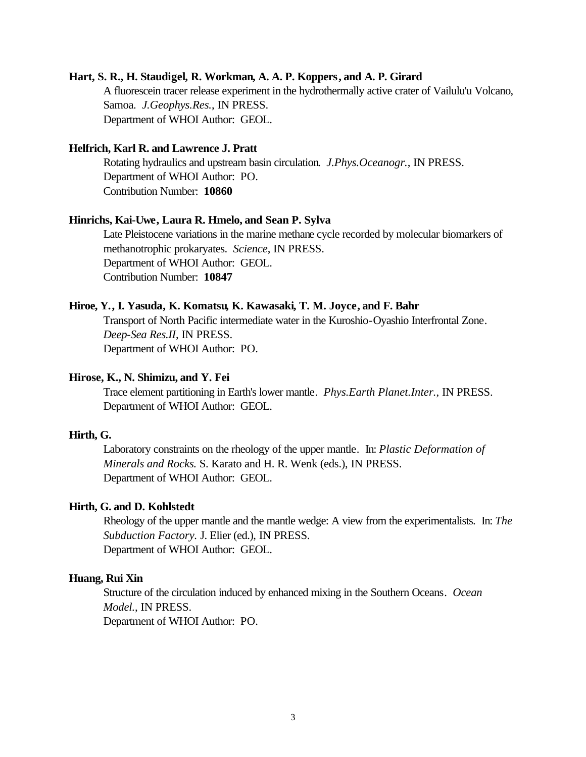**Hart, S. R., H. Staudigel, R. Workman, A. A. P. Koppers, and A. P. Girard**

A fluorescein tracer release experiment in the hydrothermally active crater of Vailulu'u Volcano, Samoa. *J.Geophys.Res.*, IN PRESS.
Department of WHOI Author: GEOL.

**Helfrich, Karl R. and Lawrence J. Pratt**

Rotating hydraulics and upstream basin circulation. *J.Phys.Oceanogr.*, IN PRESS.
Department of WHOI Author: PO.
Contribution Number: **10860**

**Hinrichs, Kai-Uwe, Laura R. Hmelo, and Sean P. Sylva**

Late Pleistocene variations in the marine methane cycle recorded by molecular biomarkers of methanotrophic prokaryates. *Science*, IN PRESS.
Department of WHOI Author: GEOL.
Contribution Number: **10847**

**Hiroe, Y., I. Yasuda, K. Komatsu, K. Kawasaki, T. M. Joyce, and F. Bahr**

Transport of North Pacific intermediate water in the Kuroshio-Oyashio Interfrontal Zone. *Deep-Sea Res.II*, IN PRESS.
Department of WHOI Author: PO.

**Hirose, K., N. Shimizu, and Y. Fei**

Trace element partitioning in Earth's lower mantle. *Phys.Earth Planet.Inter.*, IN PRESS.
Department of WHOI Author: GEOL.

**Hirth, G.**

Laboratory constraints on the rheology of the upper mantle. In: *Plastic Deformation of Minerals and Rocks.* S. Karato and H. R. Wenk (eds.), IN PRESS.
Department of WHOI Author: GEOL.

**Hirth, G. and D. Kohlstedt**

Rheology of the upper mantle and the mantle wedge: A view from the experimentalists. In: *The Subduction Factory.* J. Elier (ed.), IN PRESS.
Department of WHOI Author: GEOL.

**Huang, Rui Xin**

Structure of the circulation induced by enhanced mixing in the Southern Oceans. *Ocean Model.*, IN PRESS.
Department of WHOI Author: PO.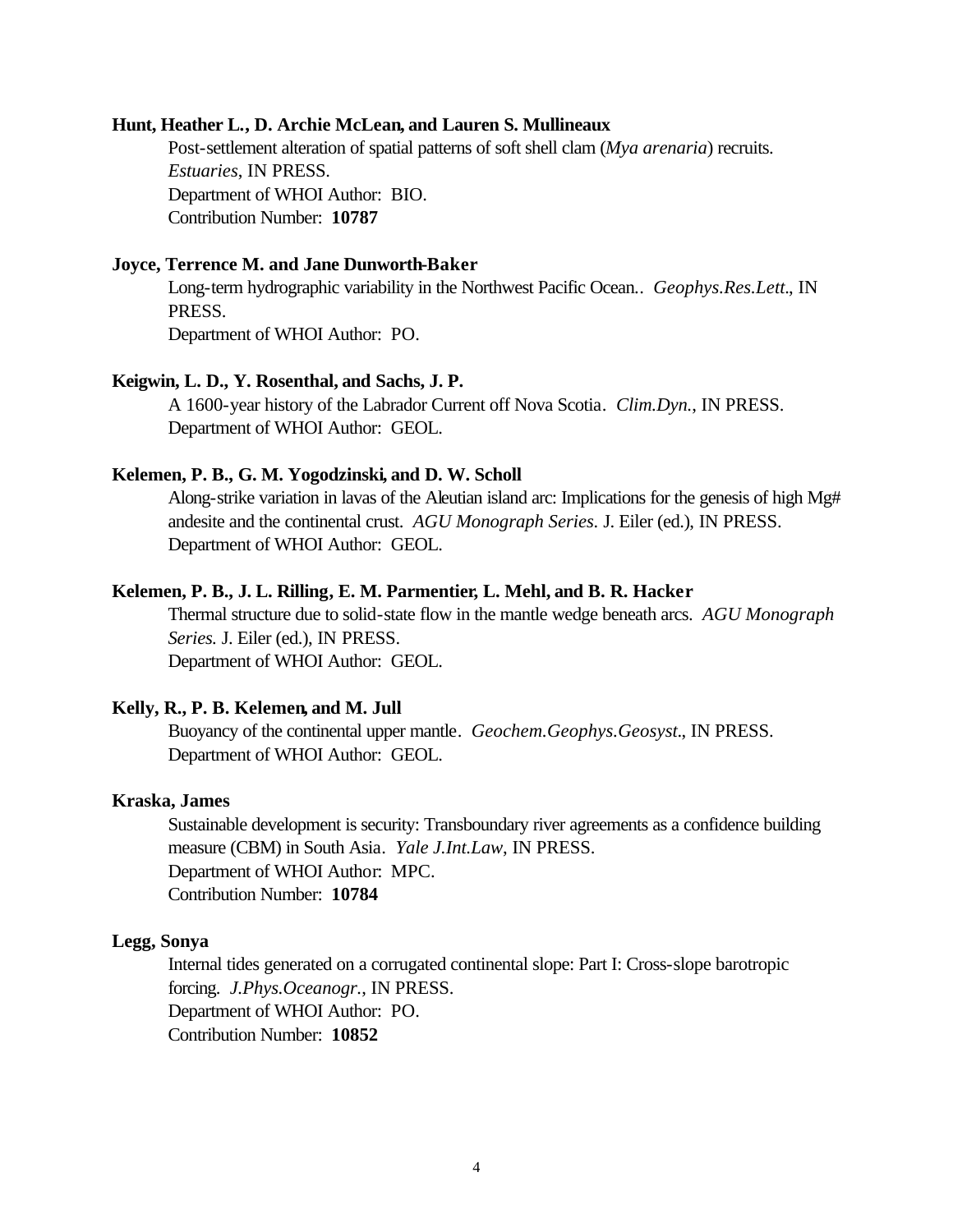**Hunt, Heather L., D. Archie McLean, and Lauren S. Mullineaux**

Post-settlement alteration of spatial patterns of soft shell clam (*Mya arenaria*) recruits. *Estuaries*, IN PRESS.
Department of WHOI Author: BIO.
Contribution Number: **10787**

**Joyce, Terrence M. and Jane Dunworth-Baker**

Long-term hydrographic variability in the Northwest Pacific Ocean.. *Geophys.Res.Lett.*, IN PRESS.
Department of WHOI Author: PO.

**Keigwin, L. D., Y. Rosenthal, and Sachs, J. P.**

A 1600-year history of the Labrador Current off Nova Scotia. *Clim.Dyn.*, IN PRESS.
Department of WHOI Author: GEOL.

**Kelemen, P. B., G. M. Yogodzinski, and D. W. Scholl**

Along-strike variation in lavas of the Aleutian island arc: Implications for the genesis of high Mg# andesite and the continental crust. *AGU Monograph Series.* J. Eiler (ed.), IN PRESS.
Department of WHOI Author: GEOL.

**Kelemen, P. B., J. L. Rilling, E. M. Parmentier, L. Mehl, and B. R. Hacker**

Thermal structure due to solid-state flow in the mantle wedge beneath arcs. *AGU Monograph Series.* J. Eiler (ed.), IN PRESS.
Department of WHOI Author: GEOL.

**Kelly, R., P. B. Kelemen, and M. Jull**

Buoyancy of the continental upper mantle. *Geochem.Geophys.Geosyst.*, IN PRESS.
Department of WHOI Author: GEOL.

**Kraska, James**

Sustainable development is security: Transboundary river agreements as a confidence building measure (CBM) in South Asia. *Yale J.Int.Law*, IN PRESS.
Department of WHOI Author: MPC.
Contribution Number: **10784**

**Legg, Sonya**

Internal tides generated on a corrugated continental slope: Part I: Cross-slope barotropic forcing. *J.Phys.Oceanogr.*, IN PRESS.
Department of WHOI Author: PO.
Contribution Number: **10852**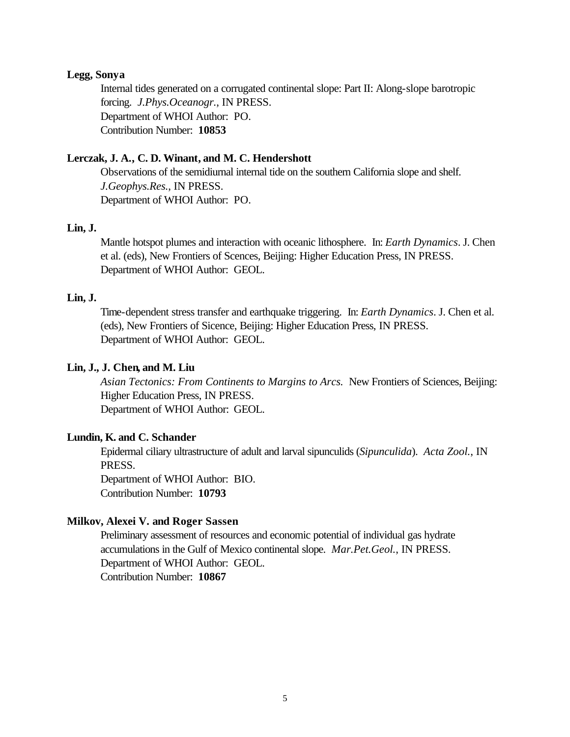**Legg, Sonya**

Internal tides generated on a corrugated continental slope: Part II: Along-slope barotropic forcing. *J.Phys.Oceanogr.*, IN PRESS.
Department of WHOI Author: PO.
Contribution Number: **10853**

**Lerczak, J. A., C. D. Winant, and M. C. Hendershott**

Observations of the semidiurnal internal tide on the southern California slope and shelf. *J.Geophys.Res.*, IN PRESS.
Department of WHOI Author: PO.

**Lin, J.**

Mantle hotspot plumes and interaction with oceanic lithosphere. In: *Earth Dynamics*. J. Chen et al. (eds), New Frontiers of Scences, Beijing: Higher Education Press, IN PRESS.
Department of WHOI Author: GEOL.

**Lin, J.**

Time-dependent stress transfer and earthquake triggering. In: *Earth Dynamics*. J. Chen et al. (eds), New Frontiers of Sicence, Beijing: Higher Education Press, IN PRESS.
Department of WHOI Author: GEOL.

**Lin, J., J. Chen, and M. Liu**

*Asian Tectonics: From Continents to Margins to Arcs.* New Frontiers of Sciences, Beijing: Higher Education Press, IN PRESS.
Department of WHOI Author: GEOL.

**Lundin, K. and C. Schander**

Epidermal ciliary ultrastructure of adult and larval sipunculids (*Sipunculida*). *Acta Zool.*, IN PRESS.
Department of WHOI Author: BIO.
Contribution Number: **10793**

**Milkov, Alexei V. and Roger Sassen**

Preliminary assessment of resources and economic potential of individual gas hydrate accumulations in the Gulf of Mexico continental slope. *Mar.Pet.Geol.*, IN PRESS.
Department of WHOI Author: GEOL.
Contribution Number: **10867**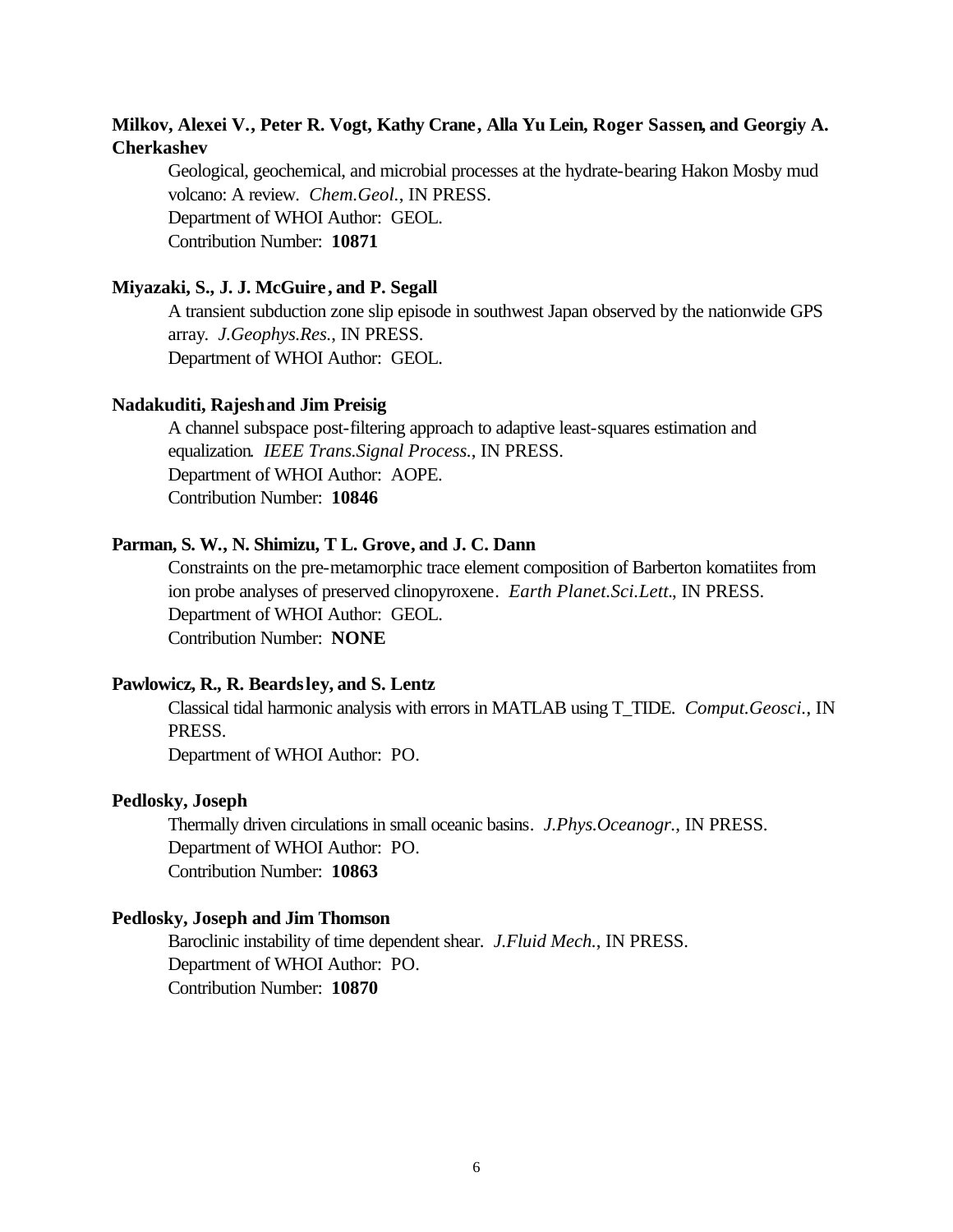**Milkov, Alexei V., Peter R. Vogt, Kathy Crane, Alla Yu Lein, Roger Sassen, and Georgiy A. Cherkashev**

Geological, geochemical, and microbial processes at the hydrate-bearing Hakon Mosby mud volcano: A review. *Chem.Geol.*, IN PRESS.
Department of WHOI Author: GEOL.
Contribution Number: **10871**

**Miyazaki, S., J. J. McGuire, and P. Segall**

A transient subduction zone slip episode in southwest Japan observed by the nationwide GPS array. *J.Geophys.Res.*, IN PRESS.
Department of WHOI Author: GEOL.

**Nadakuditi, Rajesh and Jim Preisig**

A channel subspace post-filtering approach to adaptive least-squares estimation and equalization. *IEEE Trans.Signal Process.*, IN PRESS.
Department of WHOI Author: AOPE.
Contribution Number: **10846**

**Parman, S. W., N. Shimizu, T L. Grove, and J. C. Dann**

Constraints on the pre-metamorphic trace element composition of Barberton komatiites from ion probe analyses of preserved clinopyroxene. *Earth Planet.Sci.Lett.*, IN PRESS.
Department of WHOI Author: GEOL.
Contribution Number: **NONE**

**Pawlowicz, R., R. Beardsley, and S. Lentz**

Classical tidal harmonic analysis with errors in MATLAB using T_TIDE. *Comput.Geosci.*, IN PRESS.
Department of WHOI Author: PO.

**Pedlosky, Joseph**

Thermally driven circulations in small oceanic basins. *J.Phys.Oceanogr.*, IN PRESS.
Department of WHOI Author: PO.
Contribution Number: **10863**

**Pedlosky, Joseph and Jim Thomson**

Baroclinic instability of time dependent shear. *J.Fluid Mech.*, IN PRESS.
Department of WHOI Author: PO.
Contribution Number: **10870**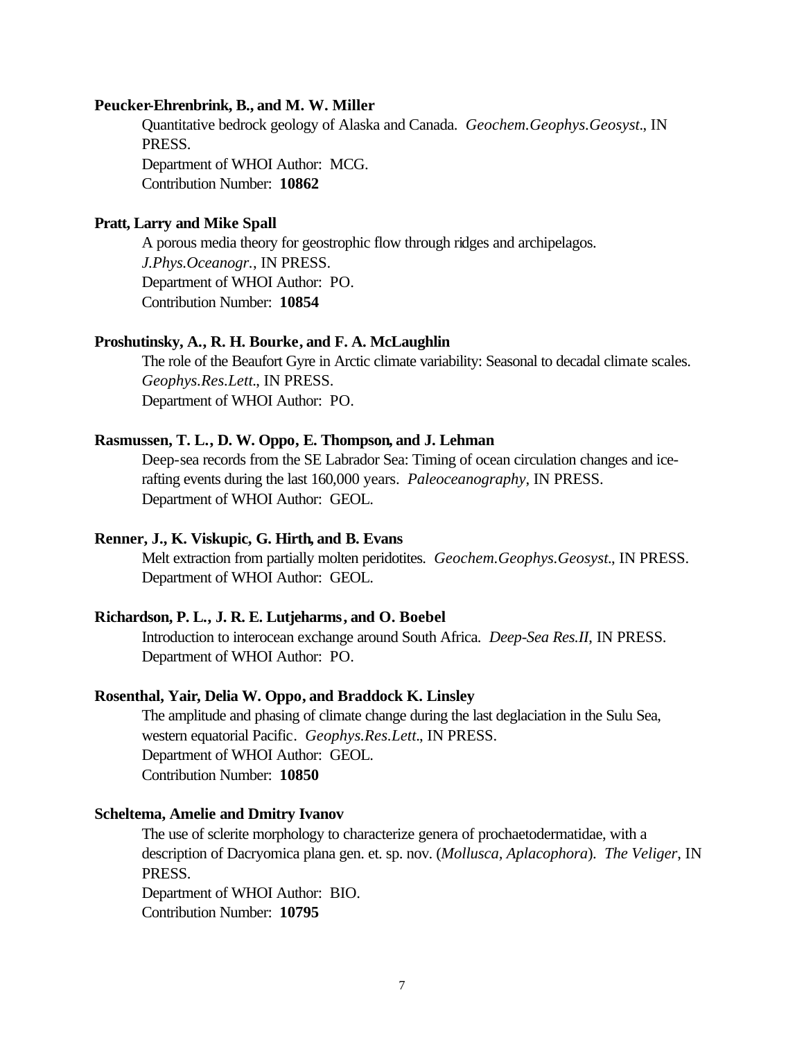**Peucker-Ehrenbrink, B., and M. W. Miller**

Quantitative bedrock geology of Alaska and Canada. *Geochem.Geophys.Geosyst.*, IN PRESS.
Department of WHOI Author: MCG.
Contribution Number: **10862**

**Pratt, Larry and Mike Spall**

A porous media theory for geostrophic flow through ridges and archipelagos. *J.Phys.Oceanogr.*, IN PRESS.
Department of WHOI Author: PO.
Contribution Number: **10854**

**Proshutinsky, A., R. H. Bourke, and F. A. McLaughlin**

The role of the Beaufort Gyre in Arctic climate variability: Seasonal to decadal climate scales. *Geophys.Res.Lett.*, IN PRESS.
Department of WHOI Author: PO.

**Rasmussen, T. L., D. W. Oppo, E. Thompson, and J. Lehman**

Deep-sea records from the SE Labrador Sea: Timing of ocean circulation changes and ice-rafting events during the last 160,000 years. *Paleoceanography*, IN PRESS.
Department of WHOI Author: GEOL.

**Renner, J., K. Viskupic, G. Hirth, and B. Evans**

Melt extraction from partially molten peridotites. *Geochem.Geophys.Geosyst.*, IN PRESS.
Department of WHOI Author: GEOL.

**Richardson, P. L., J. R. E. Lutjeharms, and O. Boebel**

Introduction to interocean exchange around South Africa. *Deep-Sea Res.II*, IN PRESS.
Department of WHOI Author: PO.

**Rosenthal, Yair, Delia W. Oppo, and Braddock K. Linsley**

The amplitude and phasing of climate change during the last deglaciation in the Sulu Sea, western equatorial Pacific. *Geophys.Res.Lett.*, IN PRESS.
Department of WHOI Author: GEOL.
Contribution Number: **10850**

**Scheltema, Amelie and Dmitry Ivanov**

The use of sclerite morphology to characterize genera of prochaetodermatidae, with a description of Dacryomica plana gen. et. sp. nov. (*Mollusca, Aplacophora*). *The Veliger*, IN PRESS.
Department of WHOI Author: BIO.
Contribution Number: **10795**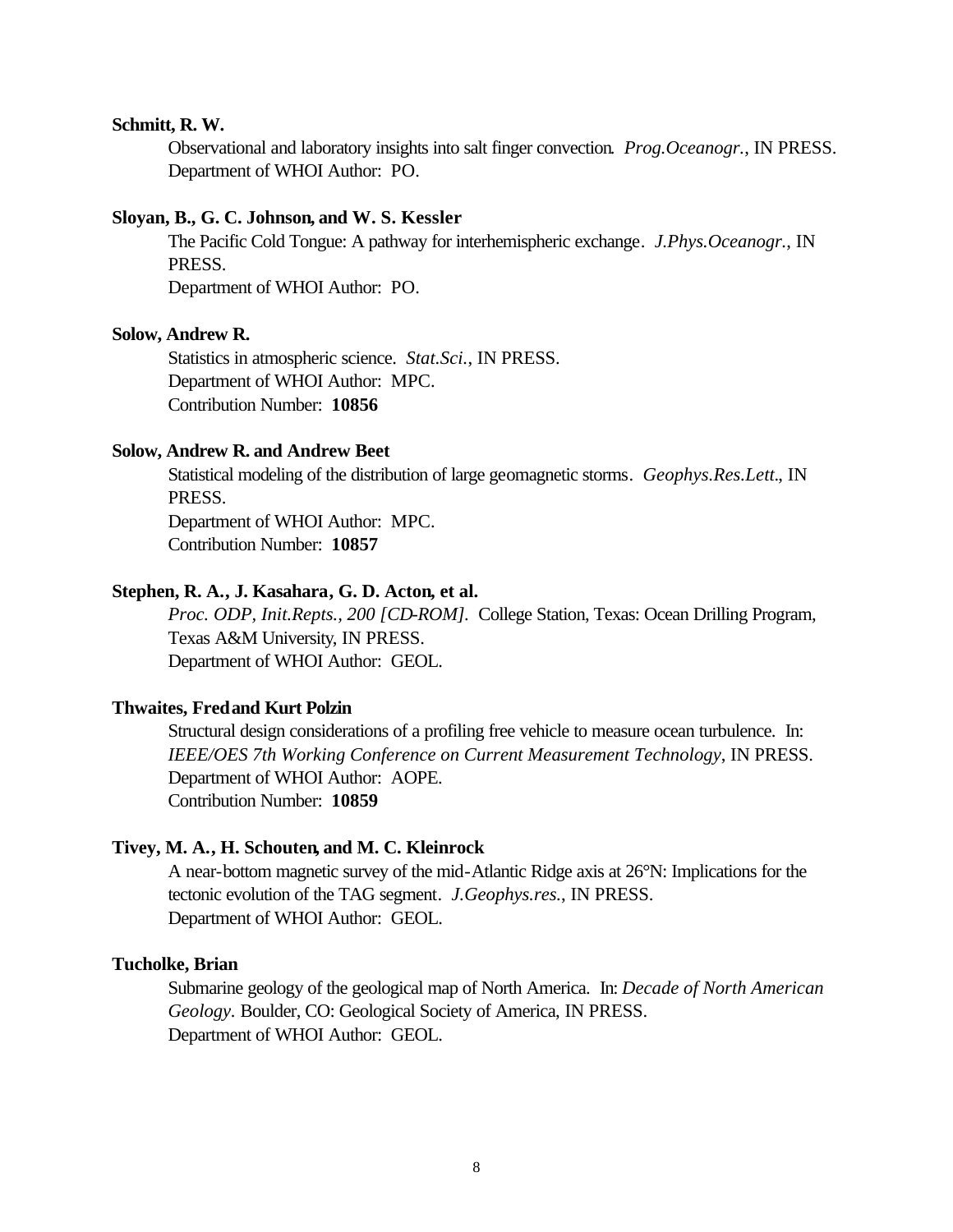**Schmitt, R. W.**

Observational and laboratory insights into salt finger convection. *Prog.Oceanogr.*, IN PRESS.
Department of WHOI Author: PO.

**Sloyan, B., G. C. Johnson, and W. S. Kessler**

The Pacific Cold Tongue: A pathway for interhemispheric exchange. *J.Phys.Oceanogr.*, IN PRESS.
Department of WHOI Author: PO.

**Solow, Andrew R.**

Statistics in atmospheric science. *Stat.Sci.*, IN PRESS.
Department of WHOI Author: MPC.
Contribution Number: **10856**

**Solow, Andrew R. and Andrew Beet**

Statistical modeling of the distribution of large geomagnetic storms. *Geophys.Res.Lett.*, IN PRESS.
Department of WHOI Author: MPC.
Contribution Number: **10857**

**Stephen, R. A., J. Kasahara, G. D. Acton, et al.**

*Proc. ODP, Init.Repts., 200 [CD-ROM].* College Station, Texas: Ocean Drilling Program, Texas A&M University, IN PRESS.
Department of WHOI Author: GEOL.

**Thwaites, Fred and Kurt Polzin**

Structural design considerations of a profiling free vehicle to measure ocean turbulence. In: *IEEE/OES 7th Working Conference on Current Measurement Technology*, IN PRESS.
Department of WHOI Author: AOPE.
Contribution Number: **10859**

**Tivey, M. A., H. Schouten, and M. C. Kleinrock**

A near-bottom magnetic survey of the mid-Atlantic Ridge axis at 26°N: Implications for the tectonic evolution of the TAG segment. *J.Geophys.res.*, IN PRESS.
Department of WHOI Author: GEOL.

**Tucholke, Brian**

Submarine geology of the geological map of North America. In: *Decade of North American Geology.* Boulder, CO: Geological Society of America, IN PRESS.
Department of WHOI Author: GEOL.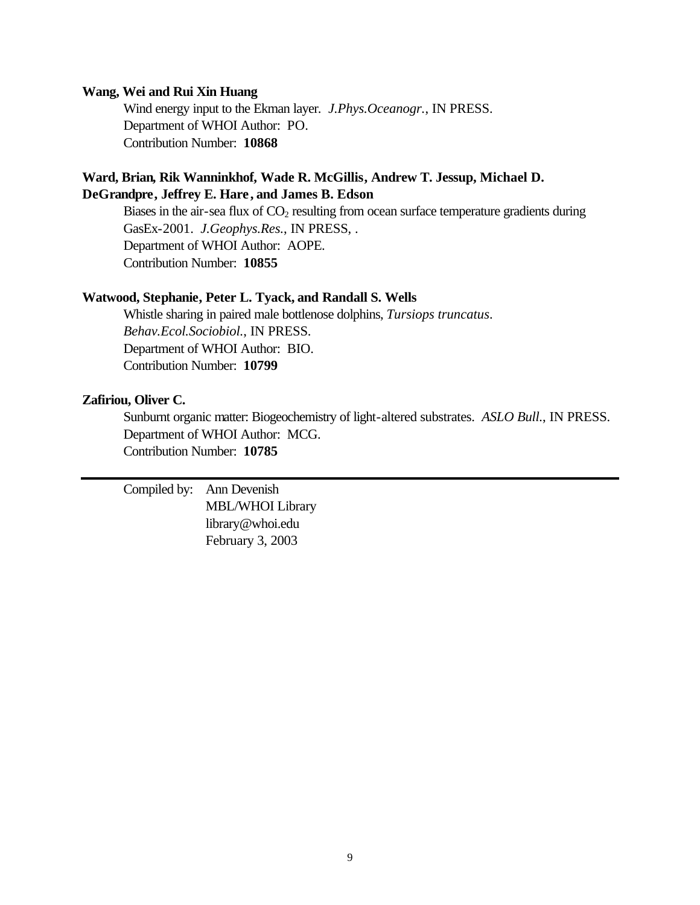**Wang, Wei and Rui Xin Huang**

Wind energy input to the Ekman layer. *J.Phys.Oceanogr.*, IN PRESS.
Department of WHOI Author: PO.
Contribution Number: **10868**

**Ward, Brian, Rik Wanninkhof, Wade R. McGillis, Andrew T. Jessup, Michael D. DeGrandpre, Jeffrey E. Hare, and James B. Edson**

Biases in the air-sea flux of $CO_2$ resulting from ocean surface temperature gradients during GasEx-2001. *J.Geophys.Res.*, IN PRESS, .
Department of WHOI Author: AOPE.
Contribution Number: **10855**

**Watwood, Stephanie, Peter L. Tyack, and Randall S. Wells**

Whistle sharing in paired male bottlenose dolphins, *Tursiops truncatus*. *Behav.Ecol.Sociobiol.*, IN PRESS.
Department of WHOI Author: BIO.
Contribution Number: **10799**

**Zafiriou, Oliver C.**

Sunburnt organic matter: Biogeochemistry of light-altered substrates. *ASLO Bull.*, IN PRESS.
Department of WHOI Author: MCG.
Contribution Number: **10785**

---

Compiled by: Ann Devenish
MBL/WHOI Library
library@whoi.edu
February 3, 2003